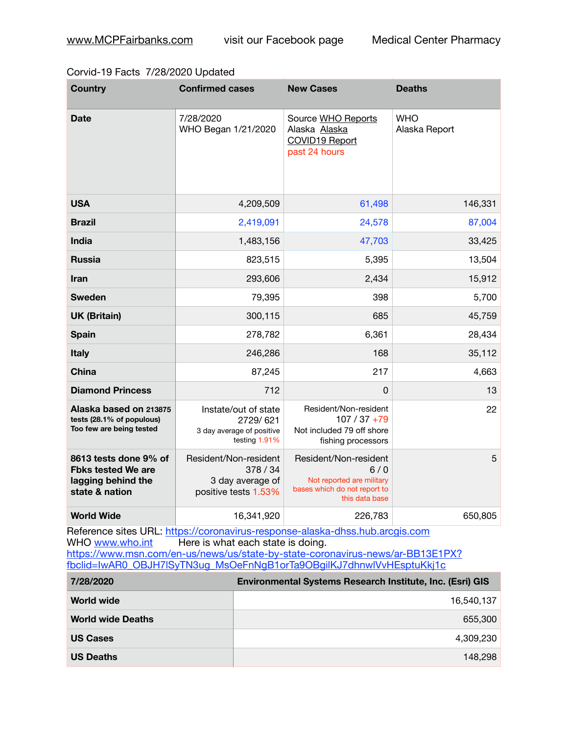www.MCPFairbanks.com visit our Facebook page Medical Center Pharmacy

Corvid-19 Facts 7/28/2020 Updated

| Country | Confirmed cases | New Cases | Deaths |
|---|---|---|---|
| **Date** | 7/28/2020<br>WHO Began 1/21/2020 | Source WHO Reports<br>Alaska Alaska COVID19 Report<br>past 24 hours | WHO<br>Alaska Report |
| **USA** | 4,209,509 | 61,498 | 146,331 |
| **Brazil** | 2,419,091 | 24,578 | 87,004 |
| **India** | 1,483,156 | 47,703 | 33,425 |
| **Russia** | 823,515 | 5,395 | 13,504 |
| **Iran** | 293,606 | 2,434 | 15,912 |
| **Sweden** | 79,395 | 398 | 5,700 |
| **UK (Britain)** | 300,115 | 685 | 45,759 |
| **Spain** | 278,782 | 6,361 | 28,434 |
| **Italy** | 246,286 | 168 | 35,112 |
| **China** | 87,245 | 217 | 4,663 |
| **Diamond Princess** | 712 | 0 | 13 |
| **Alaska based on 213875 tests (28.1% of populous) Too few are being tested** | Instate/out of state<br>2729/ 621<br>3 day average of positive testing 1.91% | Resident/Non-resident<br>107 / 37 +79<br>Not included 79 off shore fishing processors | 22 |
| **8613 tests done 9% of Fbks tested We are lagging behind the state & nation** | Resident/Non-resident<br>378 / 34<br>3 day average of positive tests 1.53% | Resident/Non-resident<br>6 / 0<br>Not reported are military bases which do not report to this data base | 5 |
| **World Wide** | 16,341,920 | 226,783 | 650,805 |

Reference sites URL: https://coronavirus-response-alaska-dhss.hub.arcgis.com
WHO www.who.int Here is what each state is doing.
https://www.msn.com/en-us/news/us/state-by-state-coronavirus-news/ar-BB13E1PX?fbclid=IwAR0_OBJH7lSyTN3ug_MsOeFnNgB1orTa9OBgilKJ7dhnwlVvHEsptuKkj1c

| 7/28/2020 | Environmental Systems Research Institute, Inc. (Esri) GIS |
|---|---|
| **World wide** | 16,540,137 |
| **World wide Deaths** | 655,300 |
| **US Cases** | 4,309,230 |
| **US Deaths** | 148,298 |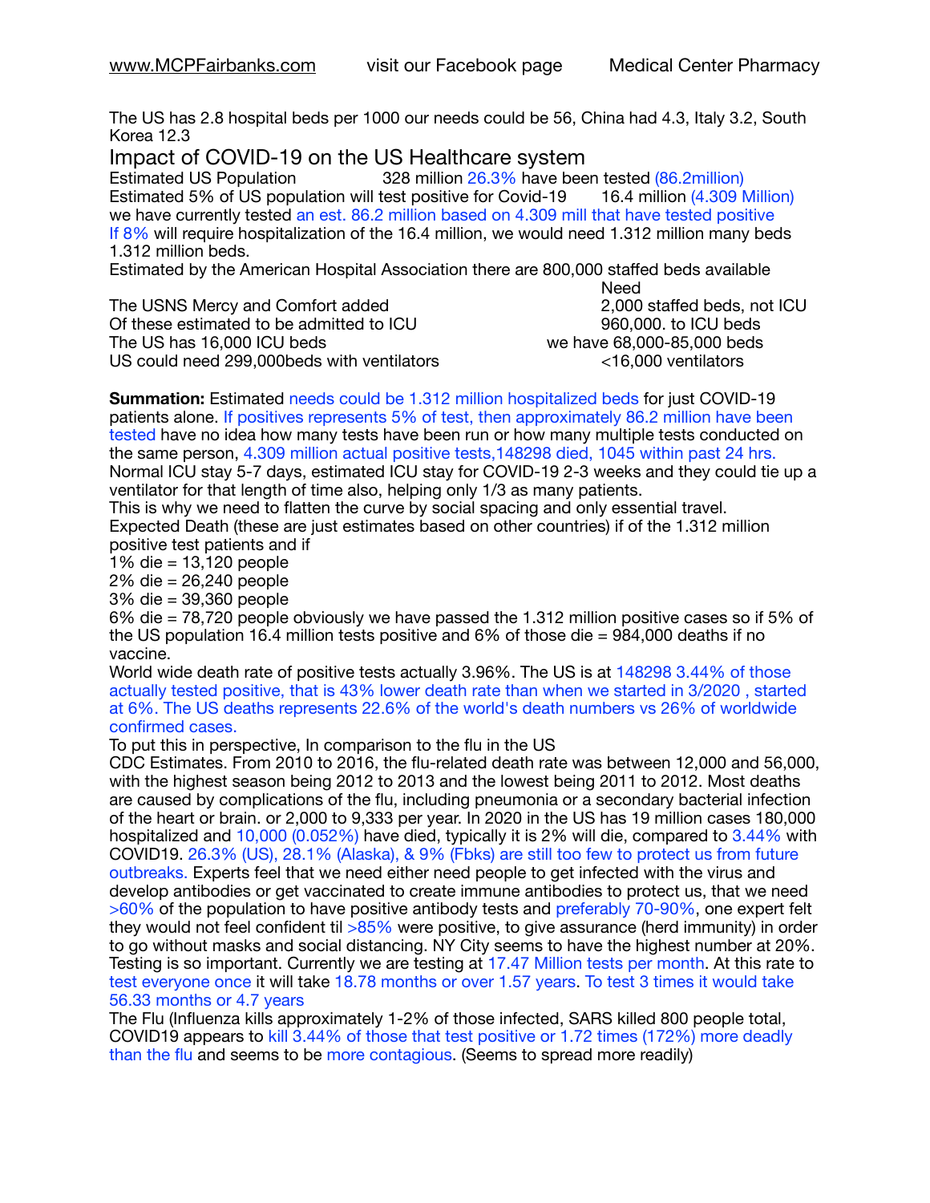The US has 2.8 hospital beds per 1000 our needs could be 56, China had 4.3, Italy 3.2, South Korea 12.3

## Impact of COVID-19 on the US Healthcare system

Estimated US Population 328 million 26.3% have been tested (86.2million)
Estimated 5% of US population will test positive for Covid-19 16.4 million (4.309 Million)
we have currently tested an est. 86.2 million based on 4.309 mill that have tested positive
If 8% will require hospitalization of the 16.4 million, we would need 1.312 million many beds 1.312 million beds.
Estimated by the American Hospital Association there are 800,000 staffed beds available

| | Need |
|---|---|
| The USNS Mercy and Comfort added | 2,000 staffed beds, not ICU |
| Of these estimated to be admitted to ICU | 960,000. to ICU beds |
| The US has 16,000 ICU beds | we have 68,000-85,000 beds |
| US could need 299,000beds with ventilators | <16,000 ventilators |

**Summation:** Estimated needs could be 1.312 million hospitalized beds for just COVID-19 patients alone. If positives represents 5% of test, then approximately 86.2 million have been tested have no idea how many tests have been run or how many multiple tests conducted on the same person, 4.309 million actual positive tests,148298 died, 1045 within past 24 hrs.
Normal ICU stay 5-7 days, estimated ICU stay for COVID-19 2-3 weeks and they could tie up a ventilator for that length of time also, helping only 1/3 as many patients.
This is why we need to flatten the curve by social spacing and only essential travel.
Expected Death (these are just estimates based on other countries) if of the 1.312 million positive test patients and if
1% die = 13,120 people
2% die = 26,240 people
3% die = 39,360 people
6% die = 78,720 people obviously we have passed the 1.312 million positive cases so if 5% of the US population 16.4 million tests positive and 6% of those die = 984,000 deaths if no vaccine.
World wide death rate of positive tests actually 3.96%. The US is at 148298 3.44% of those actually tested positive, that is 43% lower death rate than when we started in 3/2020 , started at 6%. The US deaths represents 22.6% of the world's death numbers vs 26% of worldwide confirmed cases.
To put this in perspective, In comparison to the flu in the US
CDC Estimates. From 2010 to 2016, the flu-related death rate was between 12,000 and 56,000, with the highest season being 2012 to 2013 and the lowest being 2011 to 2012. Most deaths are caused by complications of the flu, including pneumonia or a secondary bacterial infection of the heart or brain. or 2,000 to 9,333 per year. In 2020 in the US has 19 million cases 180,000 hospitalized and 10,000 (0.052%) have died, typically it is 2% will die, compared to 3.44% with COVID19. 26.3% (US), 28.1% (Alaska), & 9% (Fbks) are still too few to protect us from future outbreaks. Experts feel that we need either need people to get infected with the virus and develop antibodies or get vaccinated to create immune antibodies to protect us, that we need >60% of the population to have positive antibody tests and preferably 70-90%, one expert felt they would not feel confident til >85% were positive, to give assurance (herd immunity) in order to go without masks and social distancing. NY City seems to have the highest number at 20%.
Testing is so important. Currently we are testing at 17.47 Million tests per month. At this rate to test everyone once it will take 18.78 months or over 1.57 years. To test 3 times it would take 56.33 months or 4.7 years
The Flu (Influenza kills approximately 1-2% of those infected, SARS killed 800 people total, COVID19 appears to kill 3.44% of those that test positive or 1.72 times (172%) more deadly than the flu and seems to be more contagious. (Seems to spread more readily)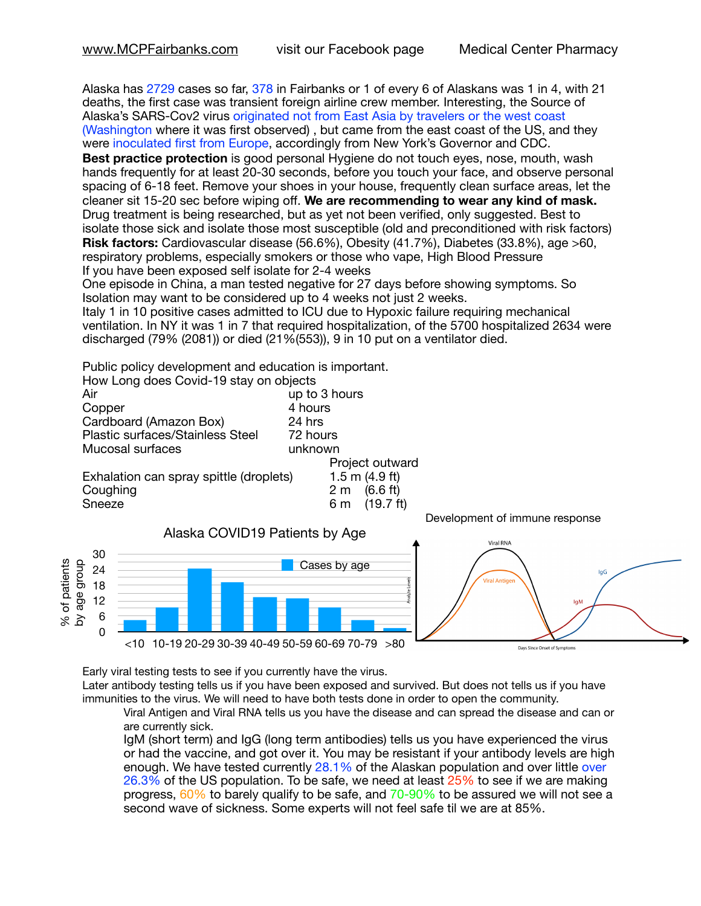www.MCPFairbanks.com visit our Facebook page Medical Center Pharmacy

Alaska has 2729 cases so far, 378 in Fairbanks or 1 of every 6 of Alaskans was 1 in 4, with 21 deaths, the first case was transient foreign airline crew member. Interesting, the Source of Alaska's SARS-Cov2 virus originated not from East Asia by travelers or the west coast (Washington where it was first observed) , but came from the east coast of the US, and they were inoculated first from Europe, accordingly from New York's Governor and CDC.

**Best practice protection** is good personal Hygiene do not touch eyes, nose, mouth, wash hands frequently for at least 20-30 seconds, before you touch your face, and observe personal spacing of 6-18 feet. Remove your shoes in your house, frequently clean surface areas, let the cleaner sit 15-20 sec before wiping off. **We are recommending to wear any kind of mask.**

Drug treatment is being researched, but as yet not been verified, only suggested. Best to isolate those sick and isolate those most susceptible (old and preconditioned with risk factors)

**Risk factors:** Cardiovascular disease (56.6%), Obesity (41.7%), Diabetes (33.8%), age >60, respiratory problems, especially smokers or those who vape, High Blood Pressure

If you have been exposed self isolate for 2-4 weeks

One episode in China, a man tested negative for 27 days before showing symptoms. So Isolation may want to be considered up to 4 weeks not just 2 weeks.

Italy 1 in 10 positive cases admitted to ICU due to Hypoxic failure requiring mechanical ventilation. In NY it was 1 in 7 that required hospitalization, of the 5700 hospitalized 2634 were discharged (79% (2081)) or died (21%(553)), 9 in 10 put on a ventilator died.

Public policy development and education is important.

How Long does Covid-19 stay on objects

| | |
|---|---|
| Air | up to 3 hours |
| Copper | 4 hours |
| Cardboard (Amazon Box) | 24 hrs |
| Plastic surfaces/Stainless Steel | 72 hours |
| Mucosal surfaces | unknown |

| | Project outward |
|---|---|
| Exhalation can spray spittle (droplets) | 1.5 m (4.9 ft) |
| Coughing | 2 m (6.6 ft) |
| Sneeze | 6 m (19.7 ft) |

Alaska COVID19 Patients by Age

Development of immune response

Early viral testing tests to see if you currently have the virus.

Later antibody testing tells us if you have been exposed and survived. But does not tells us if you have immunities to the virus. We will need to have both tests done in order to open the community.

Viral Antigen and Viral RNA tells us you have the disease and can spread the disease and can or are currently sick.

IgM (short term) and IgG (long term antibodies) tells us you have experienced the virus or had the vaccine, and got over it. You may be resistant if your antibody levels are high enough. We have tested currently 28.1% of the Alaskan population and over little over 26.3% of the US population. To be safe, we need at least 25% to see if we are making progress, 60% to barely qualify to be safe, and 70-90% to be assured we will not see a second wave of sickness. Some experts will not feel safe til we are at 85%.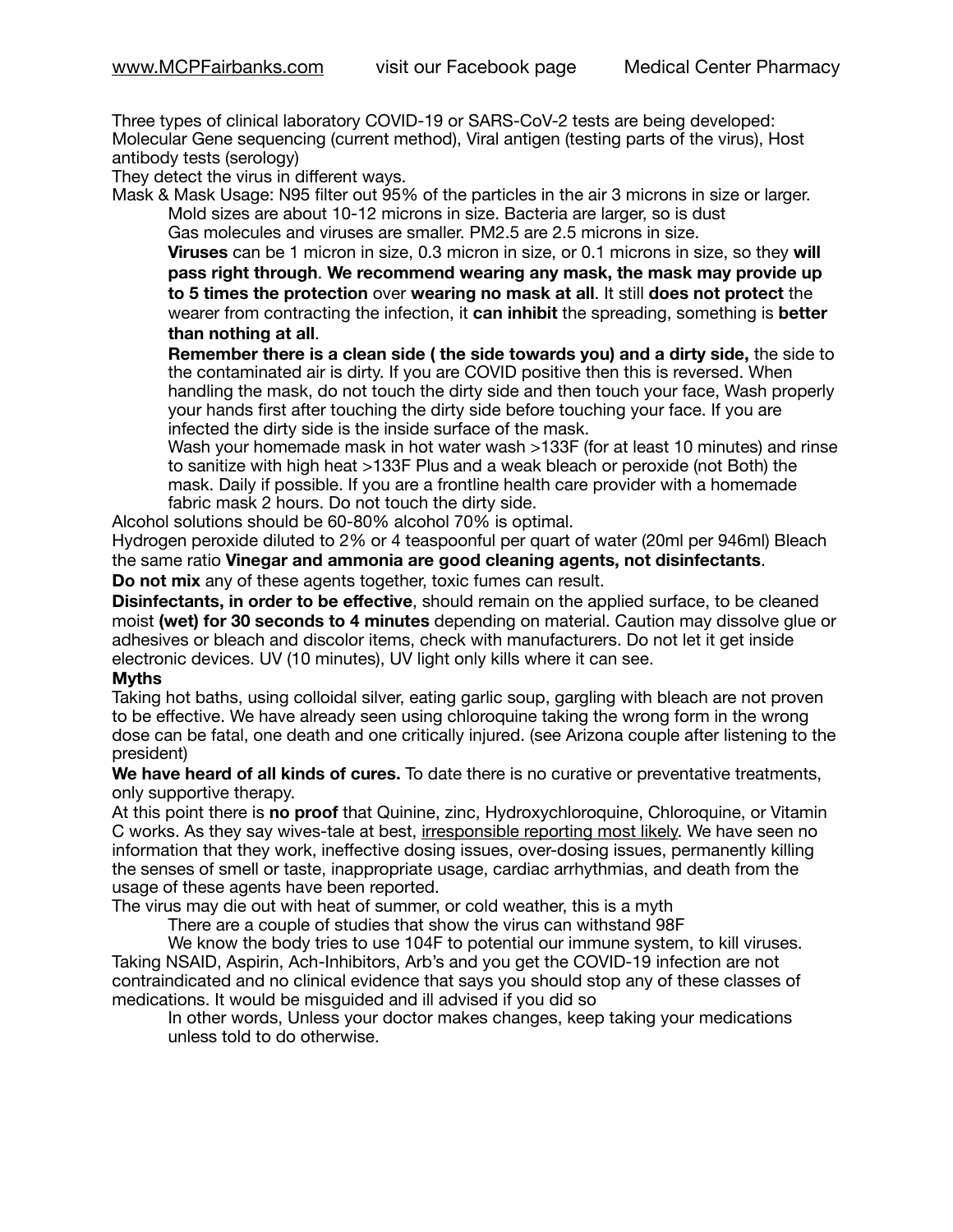Three types of clinical laboratory COVID-19 or SARS-CoV-2 tests are being developed: Molecular Gene sequencing (current method), Viral antigen (testing parts of the virus), Host antibody tests (serology)

They detect the virus in different ways.

Mask & Mask Usage: N95 filter out 95% of the particles in the air 3 microns in size or larger.

Mold sizes are about 10-12 microns in size. Bacteria are larger, so is dust

Gas molecules and viruses are smaller. PM2.5 are 2.5 microns in size.

**Viruses** can be 1 micron in size, 0.3 micron in size, or 0.1 microns in size, so they **will pass right through**. **We recommend wearing any mask, the mask may provide up to 5 times the protection** over **wearing no mask at all**. It still **does not protect** the wearer from contracting the infection, it **can inhibit** the spreading, something is **better than nothing at all**.

**Remember there is a clean side ( the side towards you) and a dirty side,** the side to the contaminated air is dirty. If you are COVID positive then this is reversed. When handling the mask, do not touch the dirty side and then touch your face, Wash properly your hands first after touching the dirty side before touching your face. If you are infected the dirty side is the inside surface of the mask.

Wash your homemade mask in hot water wash >133F (for at least 10 minutes) and rinse to sanitize with high heat >133F Plus and a weak bleach or peroxide (not Both) the mask. Daily if possible. If you are a frontline health care provider with a homemade fabric mask 2 hours. Do not touch the dirty side.

Alcohol solutions should be 60-80% alcohol 70% is optimal.

Hydrogen peroxide diluted to 2% or 4 teaspoonful per quart of water (20ml per 946ml) Bleach the same ratio **Vinegar and ammonia are good cleaning agents, not disinfectants**.

**Do not mix** any of these agents together, toxic fumes can result.

**Disinfectants, in order to be effective**, should remain on the applied surface, to be cleaned moist **(wet) for 30 seconds to 4 minutes** depending on material. Caution may dissolve glue or adhesives or bleach and discolor items, check with manufacturers. Do not let it get inside electronic devices. UV (10 minutes), UV light only kills where it can see.

**Myths**

Taking hot baths, using colloidal silver, eating garlic soup, gargling with bleach are not proven to be effective. We have already seen using chloroquine taking the wrong form in the wrong dose can be fatal, one death and one critically injured. (see Arizona couple after listening to the president)

**We have heard of all kinds of cures.** To date there is no curative or preventative treatments, only supportive therapy.

At this point there is **no proof** that Quinine, zinc, Hydroxychloroquine, Chloroquine, or Vitamin C works. As they say wives-tale at best, irresponsible reporting most likely. We have seen no information that they work, ineffective dosing issues, over-dosing issues, permanently killing the senses of smell or taste, inappropriate usage, cardiac arrhythmias, and death from the usage of these agents have been reported.

The virus may die out with heat of summer, or cold weather, this is a myth

There are a couple of studies that show the virus can withstand 98F

We know the body tries to use 104F to potential our immune system, to kill viruses.

Taking NSAID, Aspirin, Ach-Inhibitors, Arb's and you get the COVID-19 infection are not contraindicated and no clinical evidence that says you should stop any of these classes of medications. It would be misguided and ill advised if you did so

In other words, Unless your doctor makes changes, keep taking your medications unless told to do otherwise.